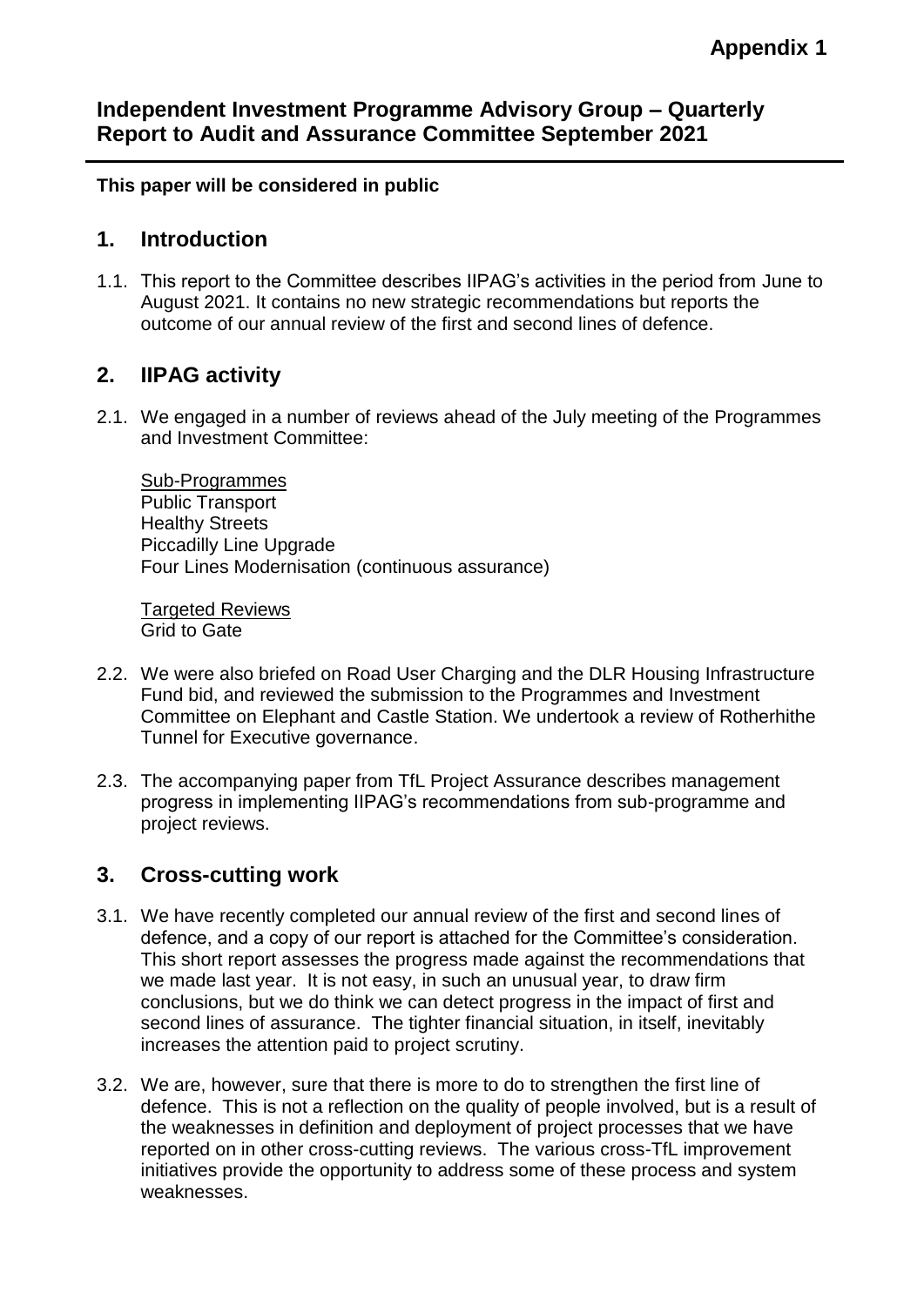**Appendix 1**

# Independent Investment Programme Advisory Group – Quarterly Report to Audit and Assurance Committee September 2021

**This paper will be considered in public**

## 1. Introduction

1.1. This report to the Committee describes IIPAG's activities in the period from June to August 2021. It contains no new strategic recommendations but reports the outcome of our annual review of the first and second lines of defence.

## 2. IIPAG activity

2.1. We engaged in a number of reviews ahead of the July meeting of the Programmes and Investment Committee:

Sub-Programmes
Public Transport
Healthy Streets
Piccadilly Line Upgrade
Four Lines Modernisation (continuous assurance)

Targeted Reviews
Grid to Gate

2.2. We were also briefed on Road User Charging and the DLR Housing Infrastructure Fund bid, and reviewed the submission to the Programmes and Investment Committee on Elephant and Castle Station. We undertook a review of Rotherhithe Tunnel for Executive governance.

2.3. The accompanying paper from TfL Project Assurance describes management progress in implementing IIPAG's recommendations from sub-programme and project reviews.

## 3. Cross-cutting work

3.1. We have recently completed our annual review of the first and second lines of defence, and a copy of our report is attached for the Committee's consideration. This short report assesses the progress made against the recommendations that we made last year. It is not easy, in such an unusual year, to draw firm conclusions, but we do think we can detect progress in the impact of first and second lines of assurance. The tighter financial situation, in itself, inevitably increases the attention paid to project scrutiny.

3.2. We are, however, sure that there is more to do to strengthen the first line of defence. This is not a reflection on the quality of people involved, but is a result of the weaknesses in definition and deployment of project processes that we have reported on in other cross-cutting reviews. The various cross-TfL improvement initiatives provide the opportunity to address some of these process and system weaknesses.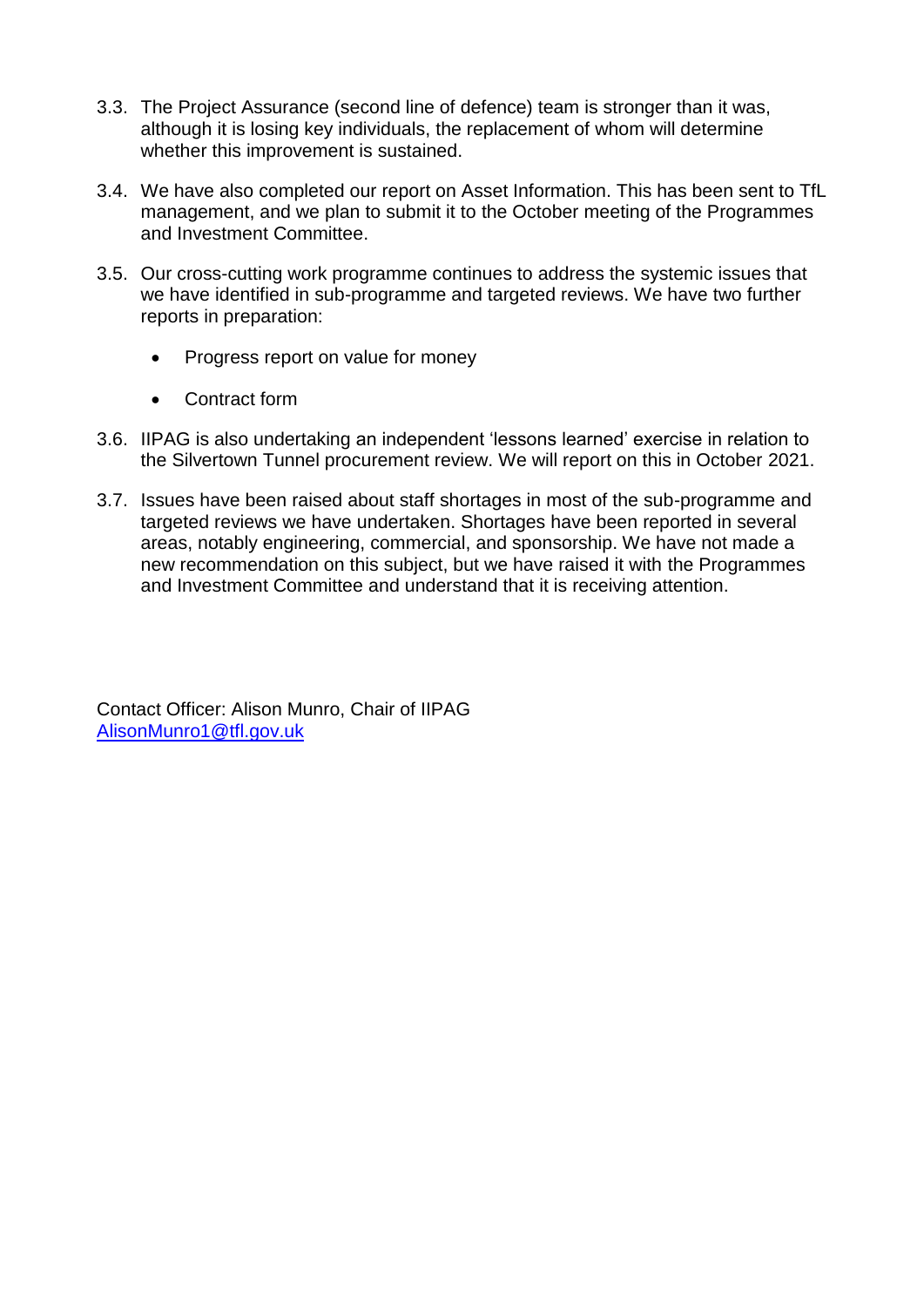3.3. The Project Assurance (second line of defence) team is stronger than it was, although it is losing key individuals, the replacement of whom will determine whether this improvement is sustained.

3.4. We have also completed our report on Asset Information. This has been sent to TfL management, and we plan to submit it to the October meeting of the Programmes and Investment Committee.

3.5. Our cross-cutting work programme continues to address the systemic issues that we have identified in sub-programme and targeted reviews. We have two further reports in preparation:

- Progress report on value for money
- Contract form

3.6. IIPAG is also undertaking an independent 'lessons learned' exercise in relation to the Silvertown Tunnel procurement review. We will report on this in October 2021.

3.7. Issues have been raised about staff shortages in most of the sub-programme and targeted reviews we have undertaken. Shortages have been reported in several areas, notably engineering, commercial, and sponsorship. We have not made a new recommendation on this subject, but we have raised it with the Programmes and Investment Committee and understand that it is receiving attention.

Contact Officer: Alison Munro, Chair of IIPAG
AlisonMunro1@tfl.gov.uk